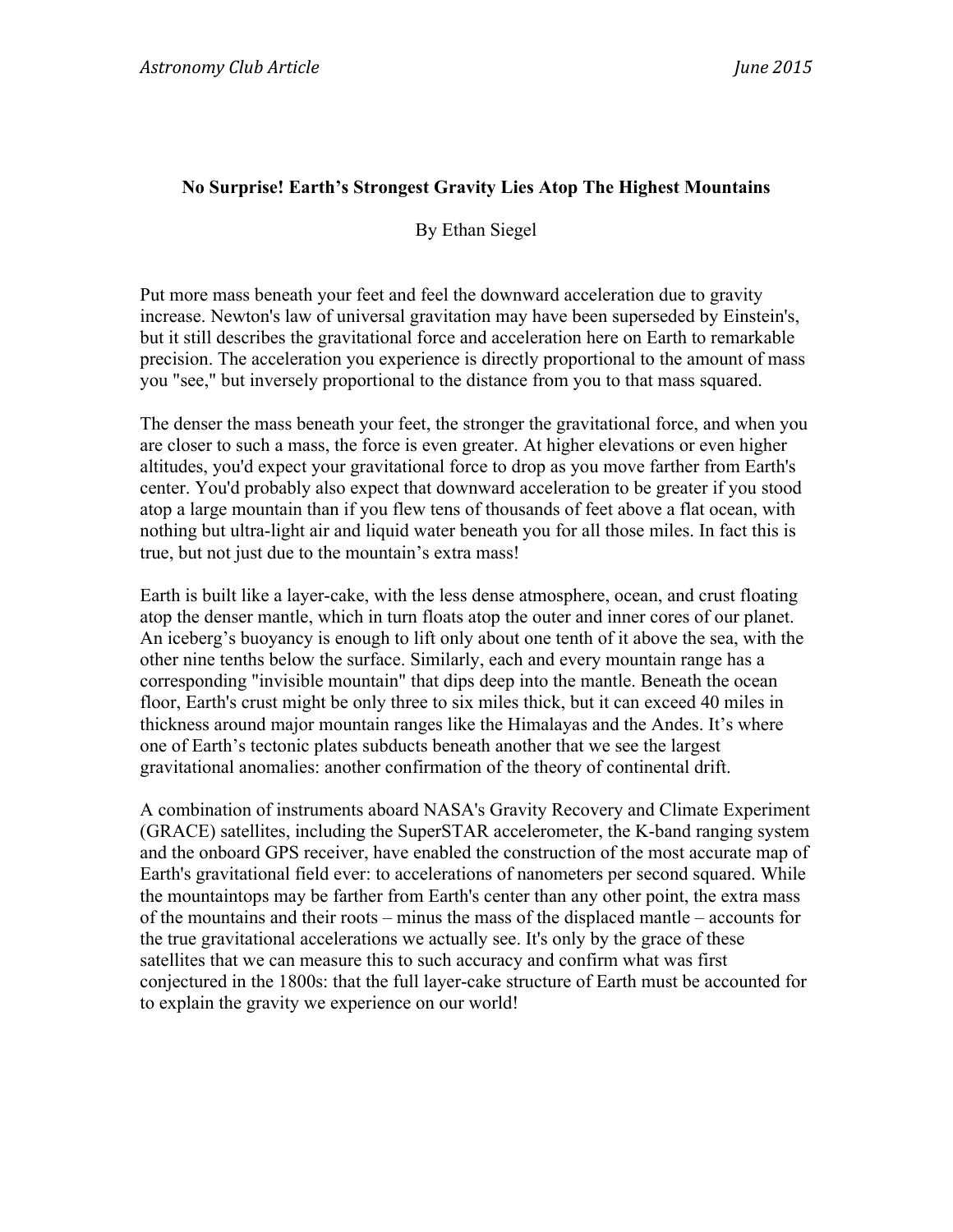**No Surprise! Earth's Strongest Gravity Lies Atop The Highest Mountains**

By Ethan Siegel

Put more mass beneath your feet and feel the downward acceleration due to gravity increase. Newton's law of universal gravitation may have been superseded by Einstein's, but it still describes the gravitational force and acceleration here on Earth to remarkable precision. The acceleration you experience is directly proportional to the amount of mass you "see," but inversely proportional to the distance from you to that mass squared.

The denser the mass beneath your feet, the stronger the gravitational force, and when you are closer to such a mass, the force is even greater. At higher elevations or even higher altitudes, you'd expect your gravitational force to drop as you move farther from Earth's center. You'd probably also expect that downward acceleration to be greater if you stood atop a large mountain than if you flew tens of thousands of feet above a flat ocean, with nothing but ultra-light air and liquid water beneath you for all those miles. In fact this is true, but not just due to the mountain's extra mass!

Earth is built like a layer-cake, with the less dense atmosphere, ocean, and crust floating atop the denser mantle, which in turn floats atop the outer and inner cores of our planet. An iceberg's buoyancy is enough to lift only about one tenth of it above the sea, with the other nine tenths below the surface. Similarly, each and every mountain range has a corresponding "invisible mountain" that dips deep into the mantle. Beneath the ocean floor, Earth's crust might be only three to six miles thick, but it can exceed 40 miles in thickness around major mountain ranges like the Himalayas and the Andes. It's where one of Earth's tectonic plates subducts beneath another that we see the largest gravitational anomalies: another confirmation of the theory of continental drift.

A combination of instruments aboard NASA's Gravity Recovery and Climate Experiment (GRACE) satellites, including the SuperSTAR accelerometer, the K-band ranging system and the onboard GPS receiver, have enabled the construction of the most accurate map of Earth's gravitational field ever: to accelerations of nanometers per second squared. While the mountaintops may be farther from Earth's center than any other point, the extra mass of the mountains and their roots – minus the mass of the displaced mantle – accounts for the true gravitational accelerations we actually see. It's only by the grace of these satellites that we can measure this to such accuracy and confirm what was first conjectured in the 1800s: that the full layer-cake structure of Earth must be accounted for to explain the gravity we experience on our world!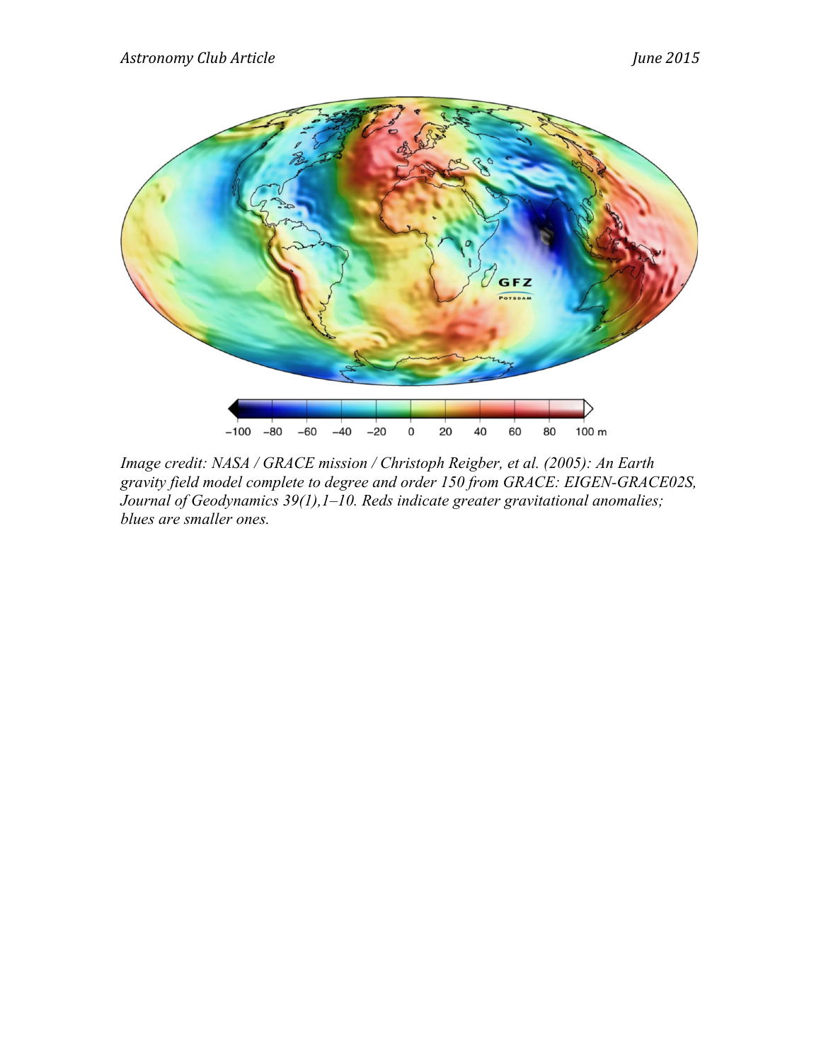GFZ
POTSDAM

−100 −80 −60 −40 −20 0 20 40 60 80 100 m

*Image credit: NASA / GRACE mission / Christoph Reigber, et al. (2005): An Earth gravity field model complete to degree and order 150 from GRACE: EIGEN-GRACE02S, Journal of Geodynamics 39(1),1–10. Reds indicate greater gravitational anomalies; blues are smaller ones.*